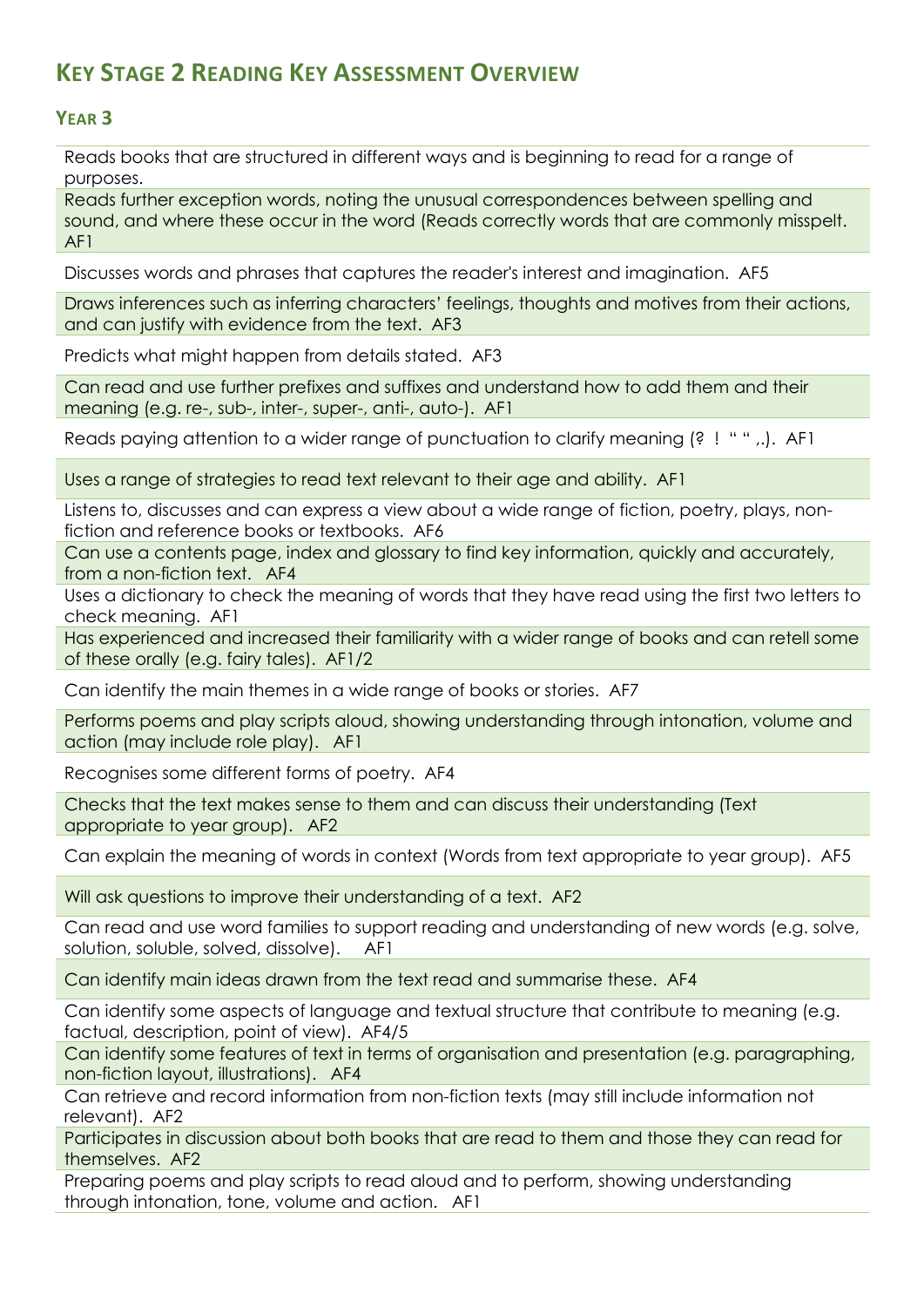# Key Stage 2 Reading Key Assessment Overview

## Year 3

| |
|---|
| Reads books that are structured in different ways and is beginning to read for a range of purposes. |
| Reads further exception words, noting the unusual correspondences between spelling and sound, and where these occur in the word (Reads correctly words that are commonly misspelt. AF1 |
| Discusses words and phrases that captures the reader's interest and imagination. AF5 |
| Draws inferences such as inferring characters' feelings, thoughts and motives from their actions, and can justify with evidence from the text. AF3 |
| Predicts what might happen from details stated. AF3 |
| Can read and use further prefixes and suffixes and understand how to add them and their meaning (e.g. re-, sub-, inter-, super-, anti-, auto-). AF1 |
| Reads paying attention to a wider range of punctuation to clarify meaning (? ! " " ,.). AF1 |
| Uses a range of strategies to read text relevant to their age and ability. AF1 |
| Listens to, discusses and can express a view about a wide range of fiction, poetry, plays, non-fiction and reference books or textbooks. AF6 |
| Can use a contents page, index and glossary to find key information, quickly and accurately, from a non-fiction text. AF4 |
| Uses a dictionary to check the meaning of words that they have read using the first two letters to check meaning. AF1 |
| Has experienced and increased their familiarity with a wider range of books and can retell some of these orally (e.g. fairy tales). AF1/2 |
| Can identify the main themes in a wide range of books or stories. AF7 |
| Performs poems and play scripts aloud, showing understanding through intonation, volume and action (may include role play). AF1 |
| Recognises some different forms of poetry. AF4 |
| Checks that the text makes sense to them and can discuss their understanding (Text appropriate to year group). AF2 |
| Can explain the meaning of words in context (Words from text appropriate to year group). AF5 |
| Will ask questions to improve their understanding of a text. AF2 |
| Can read and use word families to support reading and understanding of new words (e.g. solve, solution, soluble, solved, dissolve). AF1 |
| Can identify main ideas drawn from the text read and summarise these. AF4 |
| Can identify some aspects of language and textual structure that contribute to meaning (e.g. factual, description, point of view). AF4/5 |
| Can identify some features of text in terms of organisation and presentation (e.g. paragraphing, non-fiction layout, illustrations). AF4 |
| Can retrieve and record information from non-fiction texts (may still include information not relevant). AF2 |
| Participates in discussion about both books that are read to them and those they can read for themselves. AF2 |
| Preparing poems and play scripts to read aloud and to perform, showing understanding through intonation, tone, volume and action. AF1 |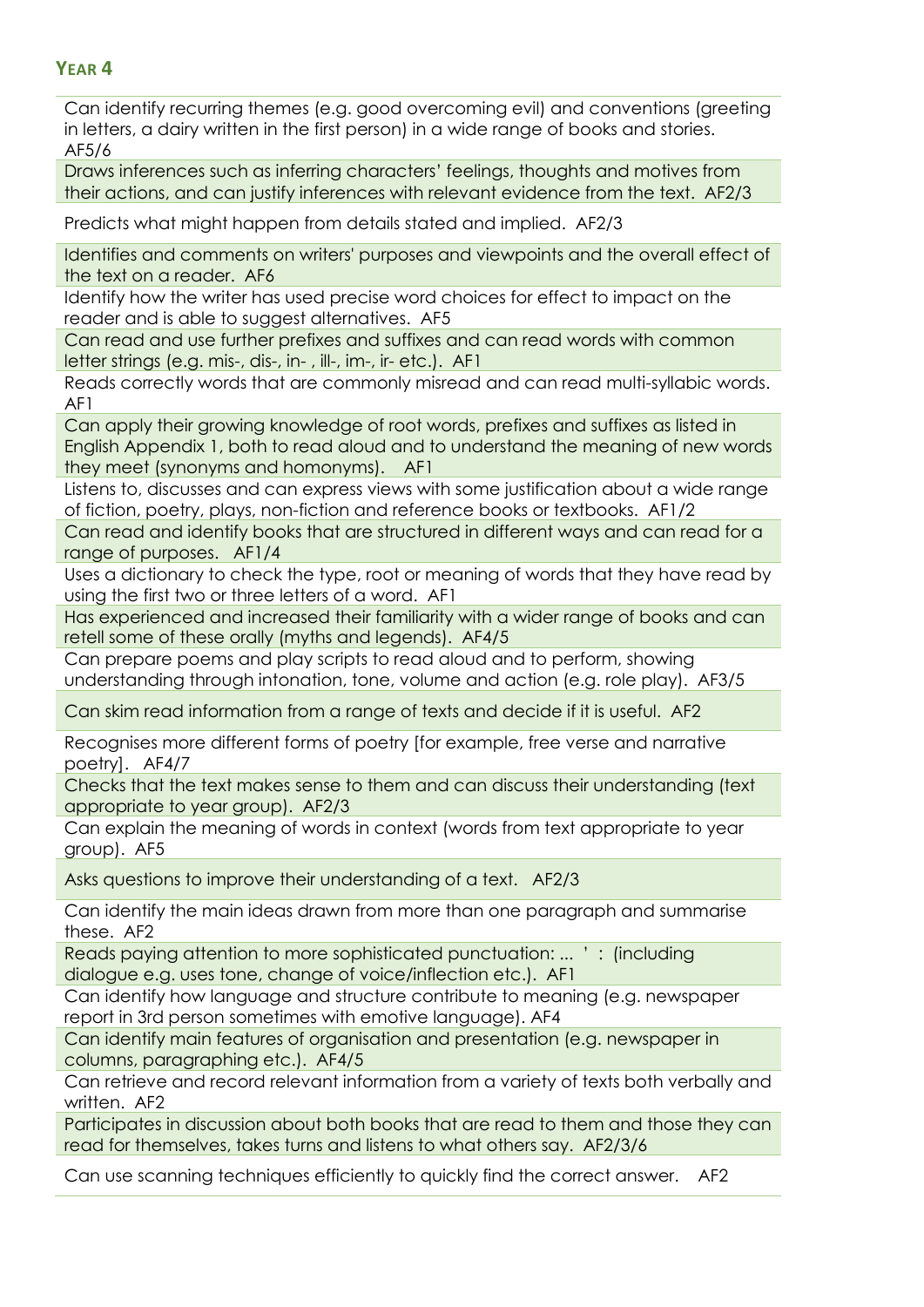## YEAR 4

Can identify recurring themes (e.g. good overcoming evil) and conventions (greeting in letters, a dairy written in the first person) in a wide range of books and stories. AF5/6

Draws inferences such as inferring characters' feelings, thoughts and motives from their actions, and can justify inferences with relevant evidence from the text. AF2/3

Predicts what might happen from details stated and implied. AF2/3

Identifies and comments on writers' purposes and viewpoints and the overall effect of the text on a reader. AF6

Identify how the writer has used precise word choices for effect to impact on the reader and is able to suggest alternatives. AF5

Can read and use further prefixes and suffixes and can read words with common letter strings (e.g. mis-, dis-, in- , ill-, im-, ir- etc.). AF1

Reads correctly words that are commonly misread and can read multi-syllabic words. AF1

Can apply their growing knowledge of root words, prefixes and suffixes as listed in English Appendix 1, both to read aloud and to understand the meaning of new words they meet (synonyms and homonyms). AF1

Listens to, discusses and can express views with some justification about a wide range of fiction, poetry, plays, non-fiction and reference books or textbooks. AF1/2

Can read and identify books that are structured in different ways and can read for a range of purposes. AF1/4

Uses a dictionary to check the type, root or meaning of words that they have read by using the first two or three letters of a word. AF1

Has experienced and increased their familiarity with a wider range of books and can retell some of these orally (myths and legends). AF4/5

Can prepare poems and play scripts to read aloud and to perform, showing understanding through intonation, tone, volume and action (e.g. role play). AF3/5

Can skim read information from a range of texts and decide if it is useful. AF2

Recognises more different forms of poetry [for example, free verse and narrative poetry]. AF4/7

Checks that the text makes sense to them and can discuss their understanding (text appropriate to year group). AF2/3

Can explain the meaning of words in context (words from text appropriate to year group). AF5

Asks questions to improve their understanding of a text. AF2/3

Can identify the main ideas drawn from more than one paragraph and summarise these. AF2

Reads paying attention to more sophisticated punctuation: ... ' : (including dialogue e.g. uses tone, change of voice/inflection etc.). AF1

Can identify how language and structure contribute to meaning (e.g. newspaper report in 3rd person sometimes with emotive language). AF4

Can identify main features of organisation and presentation (e.g. newspaper in columns, paragraphing etc.). AF4/5

Can retrieve and record relevant information from a variety of texts both verbally and written. AF2

Participates in discussion about both books that are read to them and those they can read for themselves, takes turns and listens to what others say. AF2/3/6

Can use scanning techniques efficiently to quickly find the correct answer. AF2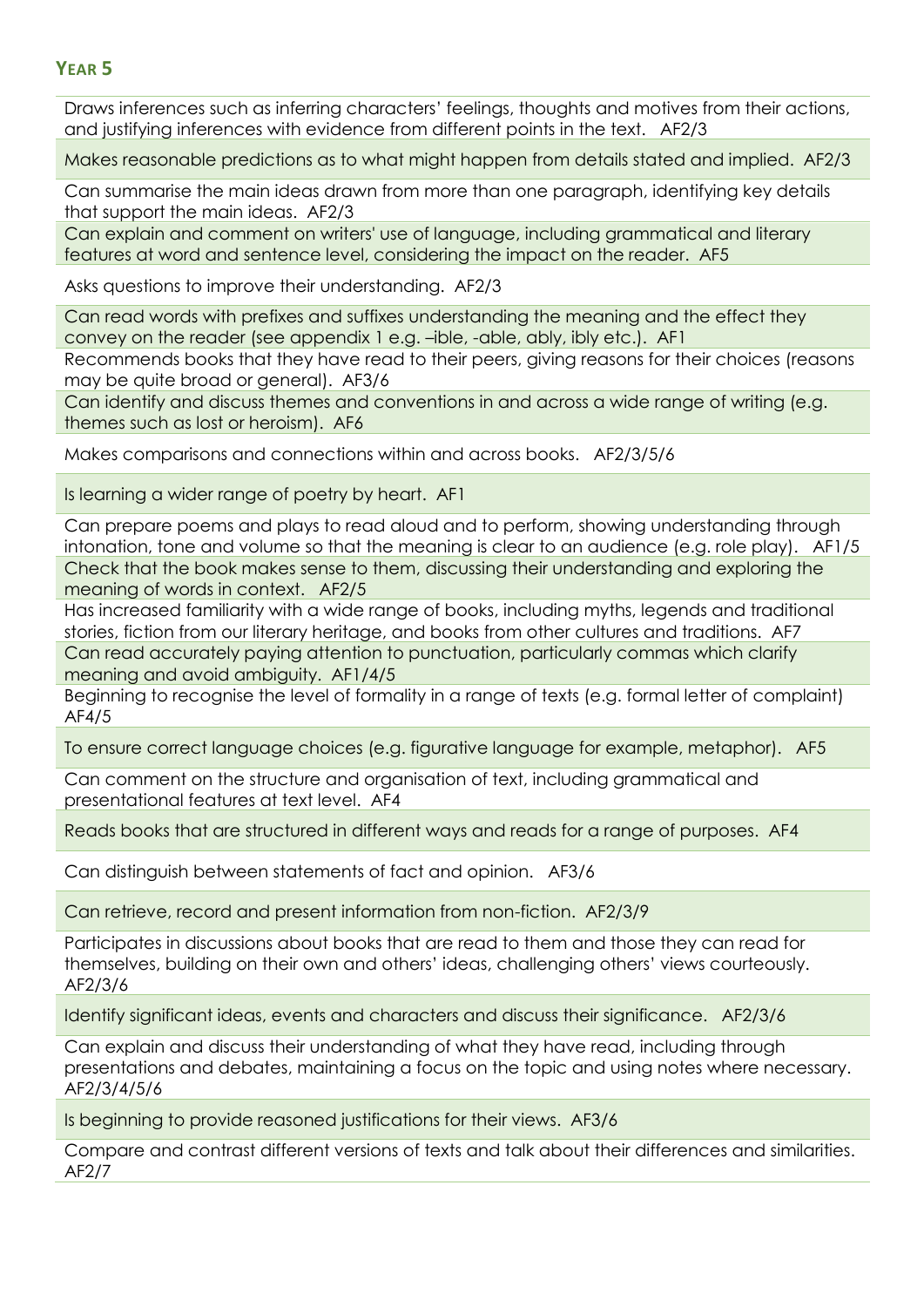## Year 5

Draws inferences such as inferring characters' feelings, thoughts and motives from their actions, and justifying inferences with evidence from different points in the text. AF2/3

Makes reasonable predictions as to what might happen from details stated and implied. AF2/3

Can summarise the main ideas drawn from more than one paragraph, identifying key details that support the main ideas. AF2/3

Can explain and comment on writers' use of language, including grammatical and literary features at word and sentence level, considering the impact on the reader. AF5

Asks questions to improve their understanding. AF2/3

Can read words with prefixes and suffixes understanding the meaning and the effect they convey on the reader (see appendix 1 e.g. –ible, -able, ably, ibly etc.). AF1

Recommends books that they have read to their peers, giving reasons for their choices (reasons may be quite broad or general). AF3/6

Can identify and discuss themes and conventions in and across a wide range of writing (e.g. themes such as lost or heroism). AF6

Makes comparisons and connections within and across books. AF2/3/5/6

Is learning a wider range of poetry by heart. AF1

Can prepare poems and plays to read aloud and to perform, showing understanding through intonation, tone and volume so that the meaning is clear to an audience (e.g. role play). AF1/5

Check that the book makes sense to them, discussing their understanding and exploring the meaning of words in context. AF2/5

Has increased familiarity with a wide range of books, including myths, legends and traditional stories, fiction from our literary heritage, and books from other cultures and traditions. AF7

Can read accurately paying attention to punctuation, particularly commas which clarify meaning and avoid ambiguity. AF1/4/5

Beginning to recognise the level of formality in a range of texts (e.g. formal letter of complaint) AF4/5

To ensure correct language choices (e.g. figurative language for example, metaphor). AF5

Can comment on the structure and organisation of text, including grammatical and presentational features at text level. AF4

Reads books that are structured in different ways and reads for a range of purposes. AF4

Can distinguish between statements of fact and opinion. AF3/6

Can retrieve, record and present information from non-fiction. AF2/3/9

Participates in discussions about books that are read to them and those they can read for themselves, building on their own and others' ideas, challenging others' views courteously. AF2/3/6

Identify significant ideas, events and characters and discuss their significance. AF2/3/6

Can explain and discuss their understanding of what they have read, including through presentations and debates, maintaining a focus on the topic and using notes where necessary. AF2/3/4/5/6

Is beginning to provide reasoned justifications for their views. AF3/6

Compare and contrast different versions of texts and talk about their differences and similarities. AF2/7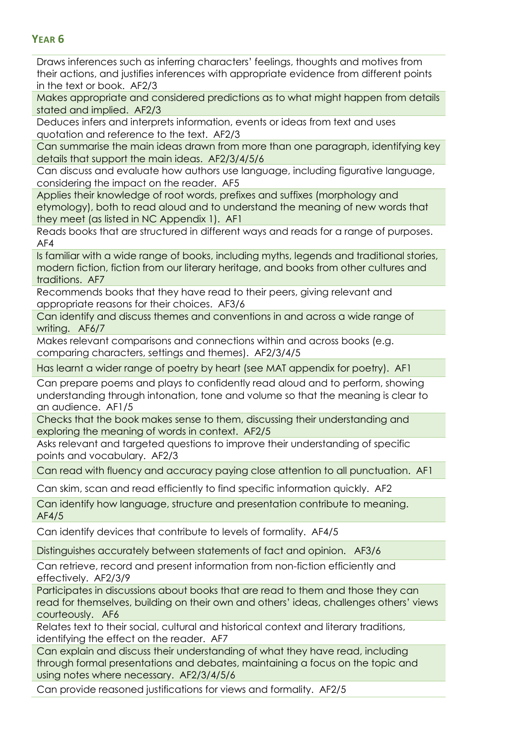## Year 6

| |
|---|
| Draws inferences such as inferring characters' feelings, thoughts and motives from their actions, and justifies inferences with appropriate evidence from different points in the text or book. AF2/3 |
| Makes appropriate and considered predictions as to what might happen from details stated and implied. AF2/3 |
| Deduces infers and interprets information, events or ideas from text and uses quotation and reference to the text. AF2/3 |
| Can summarise the main ideas drawn from more than one paragraph, identifying key details that support the main ideas. AF2/3/4/5/6 |
| Can discuss and evaluate how authors use language, including figurative language, considering the impact on the reader. AF5 |
| Applies their knowledge of root words, prefixes and suffixes (morphology and etymology), both to read aloud and to understand the meaning of new words that they meet (as listed in NC Appendix 1). AF1 |
| Reads books that are structured in different ways and reads for a range of purposes. AF4 |
| Is familiar with a wide range of books, including myths, legends and traditional stories, modern fiction, fiction from our literary heritage, and books from other cultures and traditions. AF7 |
| Recommends books that they have read to their peers, giving relevant and appropriate reasons for their choices. AF3/6 |
| Can identify and discuss themes and conventions in and across a wide range of writing. AF6/7 |
| Makes relevant comparisons and connections within and across books (e.g. comparing characters, settings and themes). AF2/3/4/5 |
| Has learnt a wider range of poetry by heart (see MAT appendix for poetry). AF1 |
| Can prepare poems and plays to confidently read aloud and to perform, showing understanding through intonation, tone and volume so that the meaning is clear to an audience. AF1/5 |
| Checks that the book makes sense to them, discussing their understanding and exploring the meaning of words in context. AF2/5 |
| Asks relevant and targeted questions to improve their understanding of specific points and vocabulary. AF2/3 |
| Can read with fluency and accuracy paying close attention to all punctuation. AF1 |
| Can skim, scan and read efficiently to find specific information quickly. AF2 |
| Can identify how language, structure and presentation contribute to meaning. AF4/5 |
| Can identify devices that contribute to levels of formality. AF4/5 |
| Distinguishes accurately between statements of fact and opinion. AF3/6 |
| Can retrieve, record and present information from non-fiction efficiently and effectively. AF2/3/9 |
| Participates in discussions about books that are read to them and those they can read for themselves, building on their own and others' ideas, challenges others' views courteously. AF6 |
| Relates text to their social, cultural and historical context and literary traditions, identifying the effect on the reader. AF7 |
| Can explain and discuss their understanding of what they have read, including through formal presentations and debates, maintaining a focus on the topic and using notes where necessary. AF2/3/4/5/6 |
| Can provide reasoned justifications for views and formality. AF2/5 |